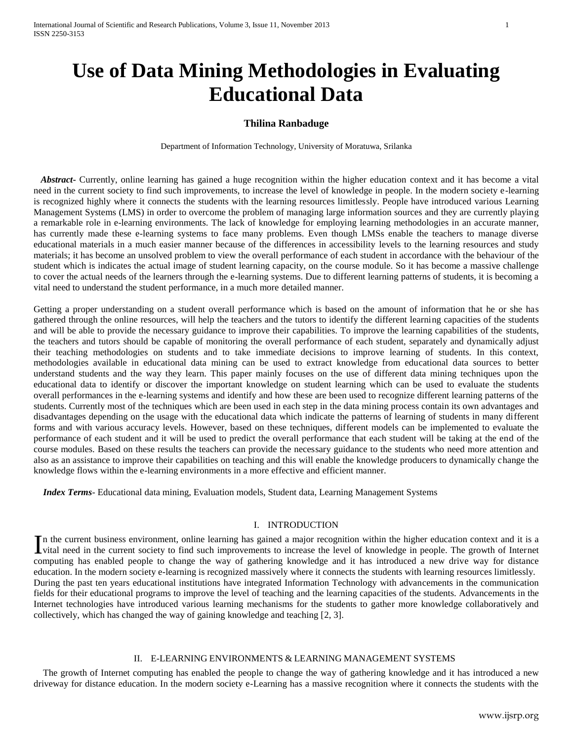# Use of Data Mining Methodologies in Evaluating Educational Data

**Thilina Ranbaduge**

Department of Information Technology, University of Moratuwa, Srilanka

***Abstract-*** Currently, online learning has gained a huge recognition within the higher education context and it has become a vital need in the current society to find such improvements, to increase the level of knowledge in people. In the modern society e-learning is recognized highly where it connects the students with the learning resources limitlessly. People have introduced various Learning Management Systems (LMS) in order to overcome the problem of managing large information sources and they are currently playing a remarkable role in e-learning environments. The lack of knowledge for employing learning methodologies in an accurate manner, has currently made these e-learning systems to face many problems. Even though LMSs enable the teachers to manage diverse educational materials in a much easier manner because of the differences in accessibility levels to the learning resources and study materials; it has become an unsolved problem to view the overall performance of each student in accordance with the behaviour of the student which is indicates the actual image of student learning capacity, on the course module. So it has become a massive challenge to cover the actual needs of the learners through the e-learning systems. Due to different learning patterns of students, it is becoming a vital need to understand the student performance, in a much more detailed manner.

Getting a proper understanding on a student overall performance which is based on the amount of information that he or she has gathered through the online resources, will help the teachers and the tutors to identify the different learning capacities of the students and will be able to provide the necessary guidance to improve their capabilities. To improve the learning capabilities of the students, the teachers and tutors should be capable of monitoring the overall performance of each student, separately and dynamically adjust their teaching methodologies on students and to take immediate decisions to improve learning of students. In this context, methodologies available in educational data mining can be used to extract knowledge from educational data sources to better understand students and the way they learn. This paper mainly focuses on the use of different data mining techniques upon the educational data to identify or discover the important knowledge on student learning which can be used to evaluate the students overall performances in the e-learning systems and identify and how these are been used to recognize different learning patterns of the students. Currently most of the techniques which are been used in each step in the data mining process contain its own advantages and disadvantages depending on the usage with the educational data which indicate the patterns of learning of students in many different forms and with various accuracy levels. However, based on these techniques, different models can be implemented to evaluate the performance of each student and it will be used to predict the overall performance that each student will be taking at the end of the course modules. Based on these results the teachers can provide the necessary guidance to the students who need more attention and also as an assistance to improve their capabilities on teaching and this will enable the knowledge producers to dynamically change the knowledge flows within the e-learning environments in a more effective and efficient manner.

***Index Terms-*** Educational data mining, Evaluation models, Student data, Learning Management Systems

## I. INTRODUCTION

In the current business environment, online learning has gained a major recognition within the higher education context and it is a vital need in the current society to find such improvements to increase the level of knowledge in people. The growth of Internet computing has enabled people to change the way of gathering knowledge and it has introduced a new drive way for distance education. In the modern society e-learning is recognized massively where it connects the students with learning resources limitlessly.
During the past ten years educational institutions have integrated Information Technology with advancements in the communication fields for their educational programs to improve the level of teaching and the learning capacities of the students. Advancements in the Internet technologies have introduced various learning mechanisms for the students to gather more knowledge collaboratively and collectively, which has changed the way of gaining knowledge and teaching [2, 3].

## II. E-LEARNING ENVIRONMENTS & LEARNING MANAGEMENT SYSTEMS

The growth of Internet computing has enabled the people to change the way of gathering knowledge and it has introduced a new driveway for distance education. In the modern society e-Learning has a massive recognition where it connects the students with the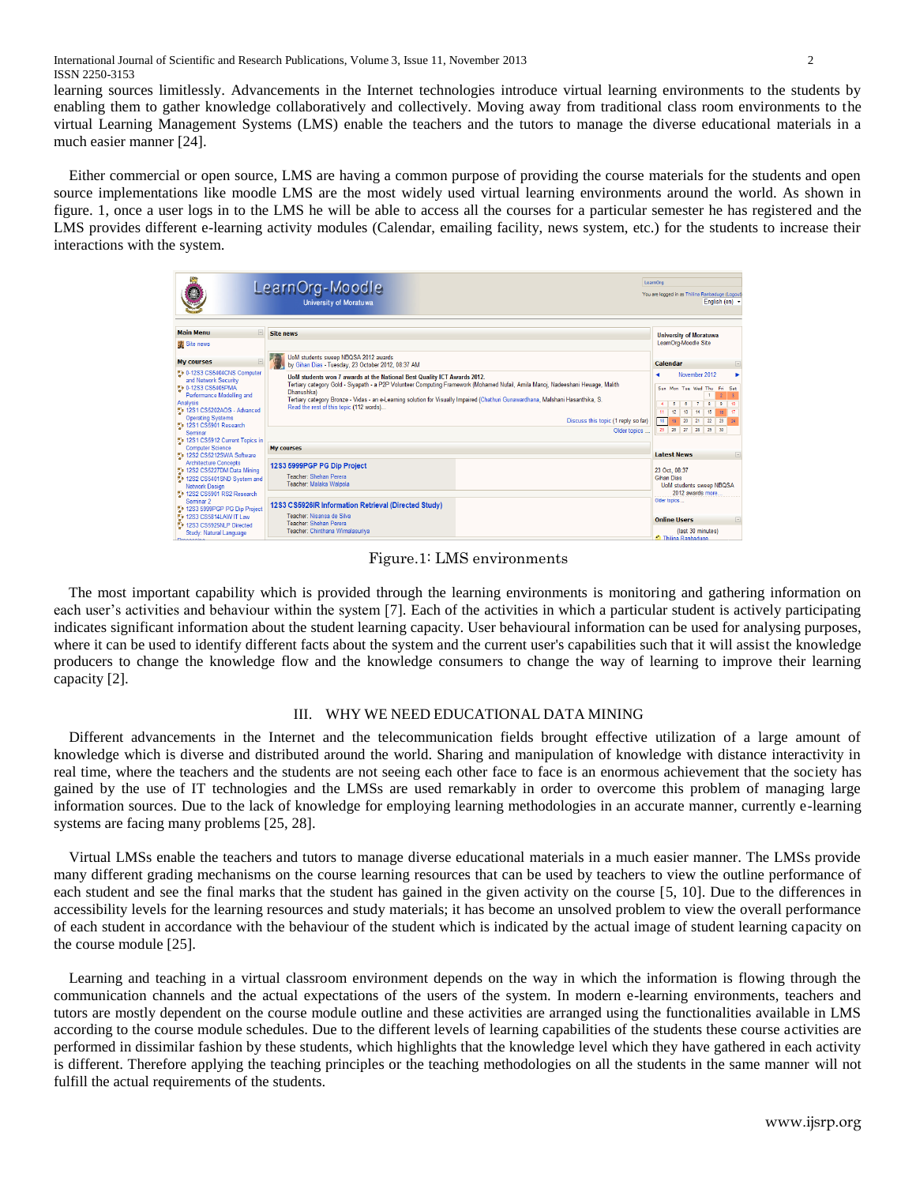learning sources limitlessly. Advancements in the Internet technologies introduce virtual learning environments to the students by enabling them to gather knowledge collaboratively and collectively. Moving away from traditional class room environments to the virtual Learning Management Systems (LMS) enable the teachers and the tutors to manage the diverse educational materials in a much easier manner [24].

Either commercial or open source, LMS are having a common purpose of providing the course materials for the students and open source implementations like moodle LMS are the most widely used virtual learning environments around the world. As shown in figure. 1, once a user logs in to the LMS he will be able to access all the courses for a particular semester he has registered and the LMS provides different e-learning activity modules (Calendar, emailing facility, news system, etc.) for the students to increase their interactions with the system.

Figure.1: LMS environments

The most important capability which is provided through the learning environments is monitoring and gathering information on each user's activities and behaviour within the system [7]. Each of the activities in which a particular student is actively participating indicates significant information about the student learning capacity. User behavioural information can be used for analysing purposes, where it can be used to identify different facts about the system and the current user's capabilities such that it will assist the knowledge producers to change the knowledge flow and the knowledge consumers to change the way of learning to improve their learning capacity [2].

## III. WHY WE NEED EDUCATIONAL DATA MINING

Different advancements in the Internet and the telecommunication fields brought effective utilization of a large amount of knowledge which is diverse and distributed around the world. Sharing and manipulation of knowledge with distance interactivity in real time, where the teachers and the students are not seeing each other face to face is an enormous achievement that the society has gained by the use of IT technologies and the LMSs are used remarkably in order to overcome this problem of managing large information sources. Due to the lack of knowledge for employing learning methodologies in an accurate manner, currently e-learning systems are facing many problems [25, 28].

Virtual LMSs enable the teachers and tutors to manage diverse educational materials in a much easier manner. The LMSs provide many different grading mechanisms on the course learning resources that can be used by teachers to view the outline performance of each student and see the final marks that the student has gained in the given activity on the course [5, 10]. Due to the differences in accessibility levels for the learning resources and study materials; it has become an unsolved problem to view the overall performance of each student in accordance with the behaviour of the student which is indicated by the actual image of student learning capacity on the course module [25].

Learning and teaching in a virtual classroom environment depends on the way in which the information is flowing through the communication channels and the actual expectations of the users of the system. In modern e-learning environments, teachers and tutors are mostly dependent on the course module outline and these activities are arranged using the functionalities available in LMS according to the course module schedules. Due to the different levels of learning capabilities of the students these course activities are performed in dissimilar fashion by these students, which highlights that the knowledge level which they have gathered in each activity is different. Therefore applying the teaching principles or the teaching methodologies on all the students in the same manner will not fulfill the actual requirements of the students.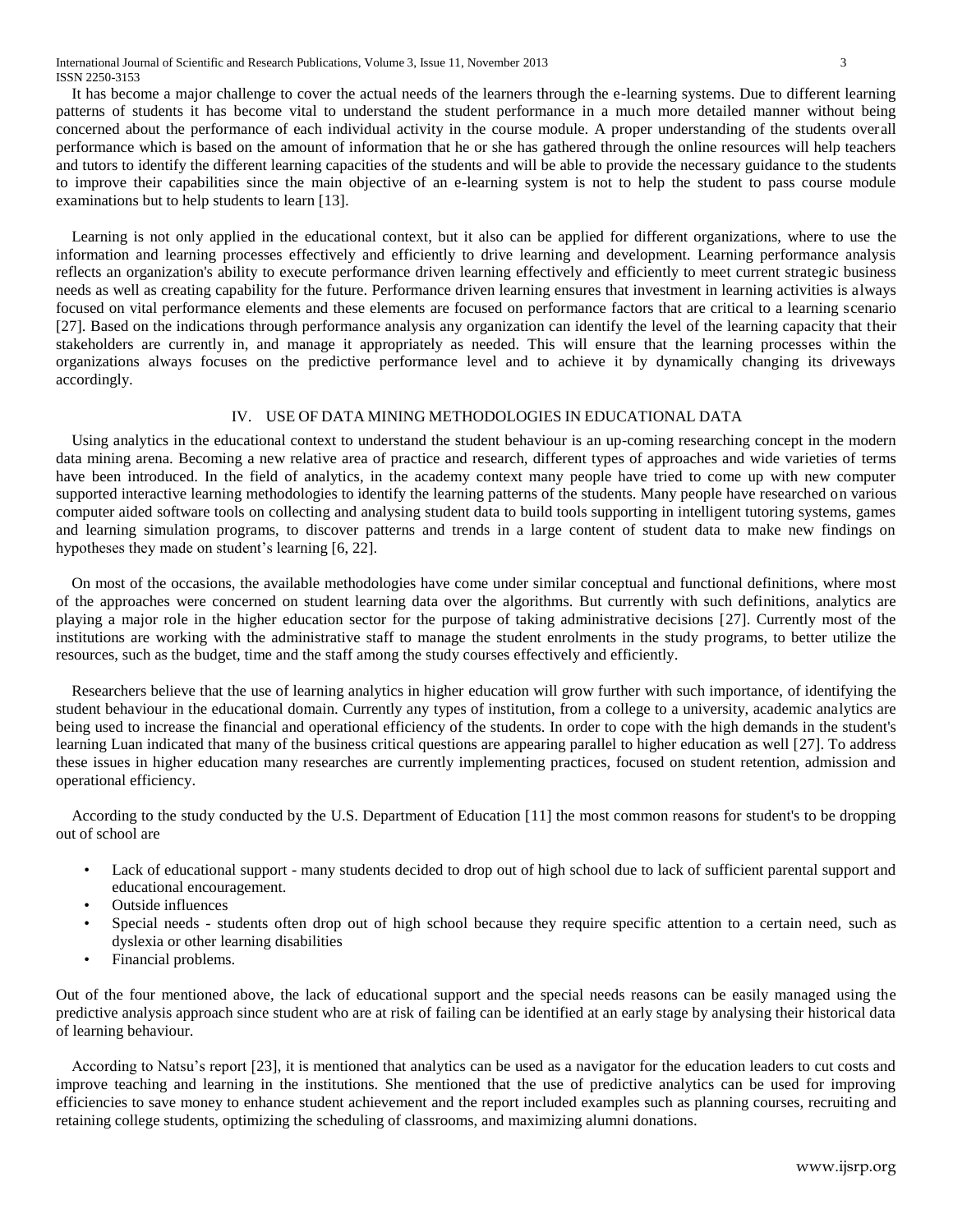It has become a major challenge to cover the actual needs of the learners through the e-learning systems. Due to different learning patterns of students it has become vital to understand the student performance in a much more detailed manner without being concerned about the performance of each individual activity in the course module. A proper understanding of the students overall performance which is based on the amount of information that he or she has gathered through the online resources will help teachers and tutors to identify the different learning capacities of the students and will be able to provide the necessary guidance to the students to improve their capabilities since the main objective of an e-learning system is not to help the student to pass course module examinations but to help students to learn [13].

Learning is not only applied in the educational context, but it also can be applied for different organizations, where to use the information and learning processes effectively and efficiently to drive learning and development. Learning performance analysis reflects an organization's ability to execute performance driven learning effectively and efficiently to meet current strategic business needs as well as creating capability for the future. Performance driven learning ensures that investment in learning activities is always focused on vital performance elements and these elements are focused on performance factors that are critical to a learning scenario [27]. Based on the indications through performance analysis any organization can identify the level of the learning capacity that their stakeholders are currently in, and manage it appropriately as needed. This will ensure that the learning processes within the organizations always focuses on the predictive performance level and to achieve it by dynamically changing its driveways accordingly.

## IV. USE OF DATA MINING METHODOLOGIES IN EDUCATIONAL DATA

Using analytics in the educational context to understand the student behaviour is an up-coming researching concept in the modern data mining arena. Becoming a new relative area of practice and research, different types of approaches and wide varieties of terms have been introduced. In the field of analytics, in the academy context many people have tried to come up with new computer supported interactive learning methodologies to identify the learning patterns of the students. Many people have researched on various computer aided software tools on collecting and analysing student data to build tools supporting in intelligent tutoring systems, games and learning simulation programs, to discover patterns and trends in a large content of student data to make new findings on hypotheses they made on student's learning [6, 22].

On most of the occasions, the available methodologies have come under similar conceptual and functional definitions, where most of the approaches were concerned on student learning data over the algorithms. But currently with such definitions, analytics are playing a major role in the higher education sector for the purpose of taking administrative decisions [27]. Currently most of the institutions are working with the administrative staff to manage the student enrolments in the study programs, to better utilize the resources, such as the budget, time and the staff among the study courses effectively and efficiently.

Researchers believe that the use of learning analytics in higher education will grow further with such importance, of identifying the student behaviour in the educational domain. Currently any types of institution, from a college to a university, academic analytics are being used to increase the financial and operational efficiency of the students. In order to cope with the high demands in the student's learning Luan indicated that many of the business critical questions are appearing parallel to higher education as well [27]. To address these issues in higher education many researches are currently implementing practices, focused on student retention, admission and operational efficiency.

According to the study conducted by the U.S. Department of Education [11] the most common reasons for student's to be dropping out of school are

- Lack of educational support - many students decided to drop out of high school due to lack of sufficient parental support and educational encouragement.
- Outside influences
- Special needs - students often drop out of high school because they require specific attention to a certain need, such as dyslexia or other learning disabilities
- Financial problems.

Out of the four mentioned above, the lack of educational support and the special needs reasons can be easily managed using the predictive analysis approach since student who are at risk of failing can be identified at an early stage by analysing their historical data of learning behaviour.

According to Natsu's report [23], it is mentioned that analytics can be used as a navigator for the education leaders to cut costs and improve teaching and learning in the institutions. She mentioned that the use of predictive analytics can be used for improving efficiencies to save money to enhance student achievement and the report included examples such as planning courses, recruiting and retaining college students, optimizing the scheduling of classrooms, and maximizing alumni donations.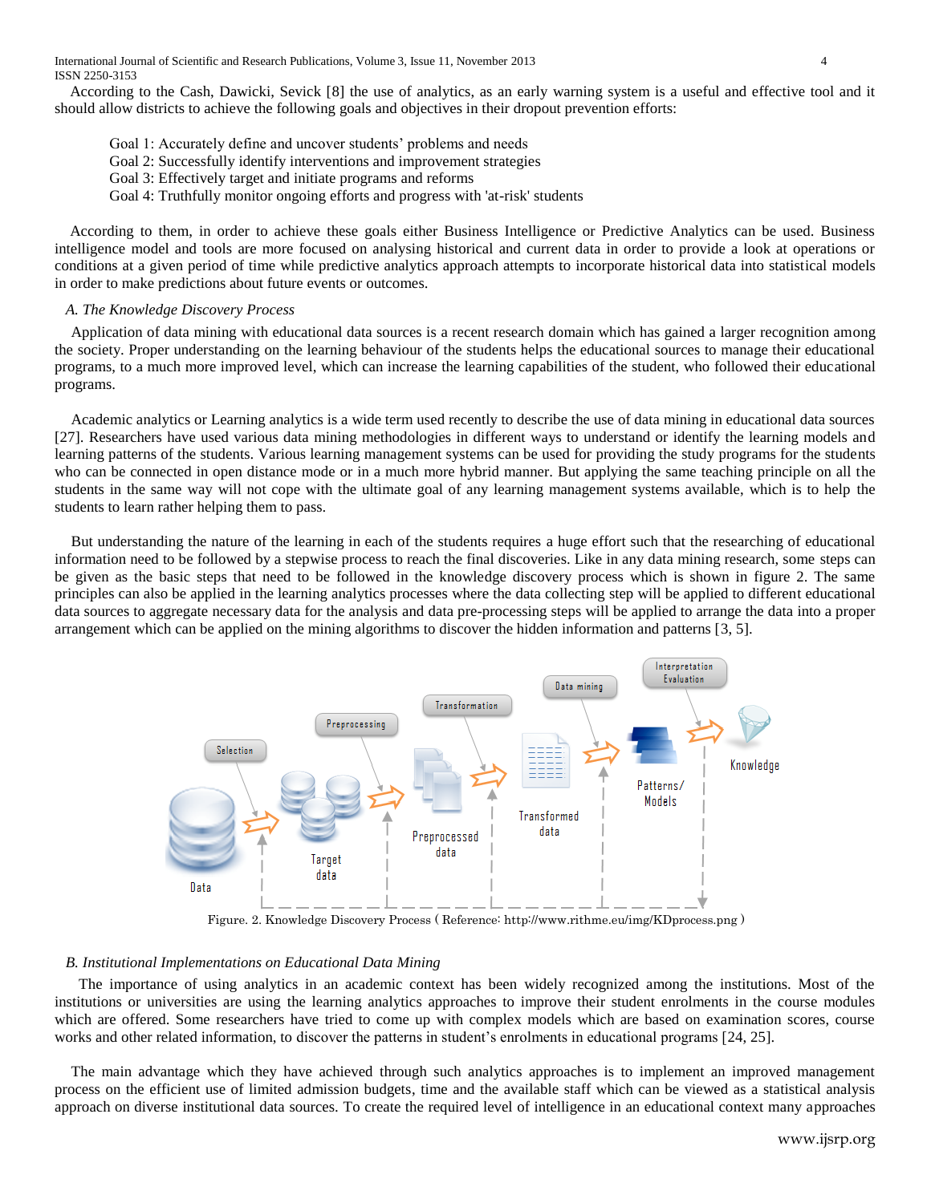According to the Cash, Dawicki, Sevick [8] the use of analytics, as an early warning system is a useful and effective tool and it should allow districts to achieve the following goals and objectives in their dropout prevention efforts:

Goal 1: Accurately define and uncover students' problems and needs
Goal 2: Successfully identify interventions and improvement strategies
Goal 3: Effectively target and initiate programs and reforms
Goal 4: Truthfully monitor ongoing efforts and progress with 'at-risk' students

According to them, in order to achieve these goals either Business Intelligence or Predictive Analytics can be used. Business intelligence model and tools are more focused on analysing historical and current data in order to provide a look at operations or conditions at a given period of time while predictive analytics approach attempts to incorporate historical data into statistical models in order to make predictions about future events or outcomes.

### *A. The Knowledge Discovery Process*

Application of data mining with educational data sources is a recent research domain which has gained a larger recognition among the society. Proper understanding on the learning behaviour of the students helps the educational sources to manage their educational programs, to a much more improved level, which can increase the learning capabilities of the student, who followed their educational programs.

Academic analytics or Learning analytics is a wide term used recently to describe the use of data mining in educational data sources [27]. Researchers have used various data mining methodologies in different ways to understand or identify the learning models and learning patterns of the students. Various learning management systems can be used for providing the study programs for the students who can be connected in open distance mode or in a much more hybrid manner. But applying the same teaching principle on all the students in the same way will not cope with the ultimate goal of any learning management systems available, which is to help the students to learn rather helping them to pass.

But understanding the nature of the learning in each of the students requires a huge effort such that the researching of educational information need to be followed by a stepwise process to reach the final discoveries. Like in any data mining research, some steps can be given as the basic steps that need to be followed in the knowledge discovery process which is shown in figure 2. The same principles can also be applied in the learning analytics processes where the data collecting step will be applied to different educational data sources to aggregate necessary data for the analysis and data pre-processing steps will be applied to arrange the data into a proper arrangement which can be applied on the mining algorithms to discover the hidden information and patterns [3, 5].

Figure. 2. Knowledge Discovery Process ( Reference: http://www.rithme.eu/img/KDprocess.png )

### *B. Institutional Implementations on Educational Data Mining*

The importance of using analytics in an academic context has been widely recognized among the institutions. Most of the institutions or universities are using the learning analytics approaches to improve their student enrolments in the course modules which are offered. Some researchers have tried to come up with complex models which are based on examination scores, course works and other related information, to discover the patterns in student's enrolments in educational programs [24, 25].

The main advantage which they have achieved through such analytics approaches is to implement an improved management process on the efficient use of limited admission budgets, time and the available staff which can be viewed as a statistical analysis approach on diverse institutional data sources. To create the required level of intelligence in an educational context many approaches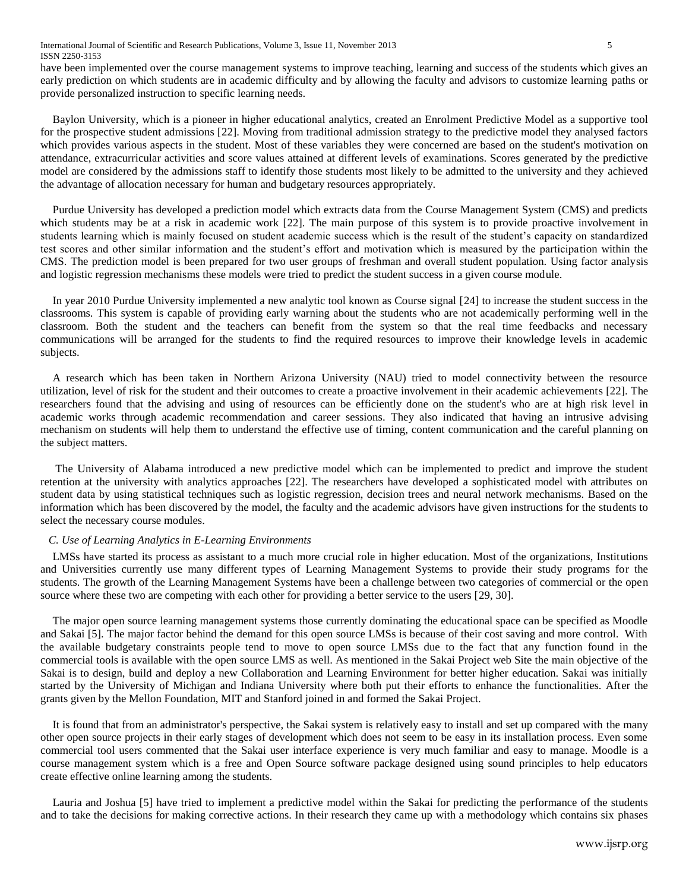have been implemented over the course management systems to improve teaching, learning and success of the students which gives an early prediction on which students are in academic difficulty and by allowing the faculty and advisors to customize learning paths or provide personalized instruction to specific learning needs.

Baylon University, which is a pioneer in higher educational analytics, created an Enrolment Predictive Model as a supportive tool for the prospective student admissions [22]. Moving from traditional admission strategy to the predictive model they analysed factors which provides various aspects in the student. Most of these variables they were concerned are based on the student's motivation on attendance, extracurricular activities and score values attained at different levels of examinations. Scores generated by the predictive model are considered by the admissions staff to identify those students most likely to be admitted to the university and they achieved the advantage of allocation necessary for human and budgetary resources appropriately.

Purdue University has developed a prediction model which extracts data from the Course Management System (CMS) and predicts which students may be at a risk in academic work [22]. The main purpose of this system is to provide proactive involvement in students learning which is mainly focused on student academic success which is the result of the student's capacity on standardized test scores and other similar information and the student's effort and motivation which is measured by the participation within the CMS. The prediction model is been prepared for two user groups of freshman and overall student population. Using factor analysis and logistic regression mechanisms these models were tried to predict the student success in a given course module.

In year 2010 Purdue University implemented a new analytic tool known as Course signal [24] to increase the student success in the classrooms. This system is capable of providing early warning about the students who are not academically performing well in the classroom. Both the student and the teachers can benefit from the system so that the real time feedbacks and necessary communications will be arranged for the students to find the required resources to improve their knowledge levels in academic subjects.

A research which has been taken in Northern Arizona University (NAU) tried to model connectivity between the resource utilization, level of risk for the student and their outcomes to create a proactive involvement in their academic achievements [22]. The researchers found that the advising and using of resources can be efficiently done on the student's who are at high risk level in academic works through academic recommendation and career sessions. They also indicated that having an intrusive advising mechanism on students will help them to understand the effective use of timing, content communication and the careful planning on the subject matters.

The University of Alabama introduced a new predictive model which can be implemented to predict and improve the student retention at the university with analytics approaches [22]. The researchers have developed a sophisticated model with attributes on student data by using statistical techniques such as logistic regression, decision trees and neural network mechanisms. Based on the information which has been discovered by the model, the faculty and the academic advisors have given instructions for the students to select the necessary course modules.

### *C. Use of Learning Analytics in E-Learning Environments*

LMSs have started its process as assistant to a much more crucial role in higher education. Most of the organizations, Institutions and Universities currently use many different types of Learning Management Systems to provide their study programs for the students. The growth of the Learning Management Systems have been a challenge between two categories of commercial or the open source where these two are competing with each other for providing a better service to the users [29, 30].

The major open source learning management systems those currently dominating the educational space can be specified as Moodle and Sakai [5]. The major factor behind the demand for this open source LMSs is because of their cost saving and more control. With the available budgetary constraints people tend to move to open source LMSs due to the fact that any function found in the commercial tools is available with the open source LMS as well. As mentioned in the Sakai Project web Site the main objective of the Sakai is to design, build and deploy a new Collaboration and Learning Environment for better higher education. Sakai was initially started by the University of Michigan and Indiana University where both put their efforts to enhance the functionalities. After the grants given by the Mellon Foundation, MIT and Stanford joined in and formed the Sakai Project.

It is found that from an administrator's perspective, the Sakai system is relatively easy to install and set up compared with the many other open source projects in their early stages of development which does not seem to be easy in its installation process. Even some commercial tool users commented that the Sakai user interface experience is very much familiar and easy to manage. Moodle is a course management system which is a free and Open Source software package designed using sound principles to help educators create effective online learning among the students.

Lauria and Joshua [5] have tried to implement a predictive model within the Sakai for predicting the performance of the students and to take the decisions for making corrective actions. In their research they came up with a methodology which contains six phases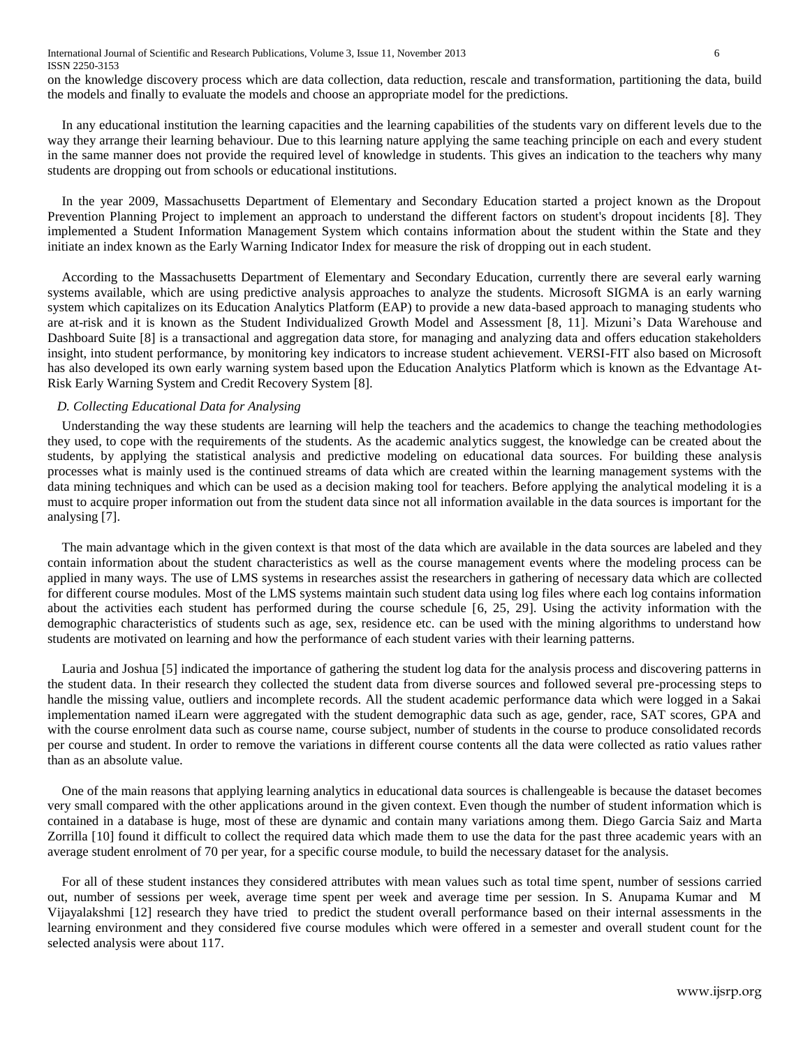on the knowledge discovery process which are data collection, data reduction, rescale and transformation, partitioning the data, build the models and finally to evaluate the models and choose an appropriate model for the predictions.

In any educational institution the learning capacities and the learning capabilities of the students vary on different levels due to the way they arrange their learning behaviour. Due to this learning nature applying the same teaching principle on each and every student in the same manner does not provide the required level of knowledge in students. This gives an indication to the teachers why many students are dropping out from schools or educational institutions.

In the year 2009, Massachusetts Department of Elementary and Secondary Education started a project known as the Dropout Prevention Planning Project to implement an approach to understand the different factors on student's dropout incidents [8]. They implemented a Student Information Management System which contains information about the student within the State and they initiate an index known as the Early Warning Indicator Index for measure the risk of dropping out in each student.

According to the Massachusetts Department of Elementary and Secondary Education, currently there are several early warning systems available, which are using predictive analysis approaches to analyze the students. Microsoft SIGMA is an early warning system which capitalizes on its Education Analytics Platform (EAP) to provide a new data-based approach to managing students who are at-risk and it is known as the Student Individualized Growth Model and Assessment [8, 11]. Mizuni's Data Warehouse and Dashboard Suite [8] is a transactional and aggregation data store, for managing and analyzing data and offers education stakeholders insight, into student performance, by monitoring key indicators to increase student achievement. VERSI-FIT also based on Microsoft has also developed its own early warning system based upon the Education Analytics Platform which is known as the Edvantage At-Risk Early Warning System and Credit Recovery System [8].

### *D. Collecting Educational Data for Analysing*

Understanding the way these students are learning will help the teachers and the academics to change the teaching methodologies they used, to cope with the requirements of the students. As the academic analytics suggest, the knowledge can be created about the students, by applying the statistical analysis and predictive modeling on educational data sources. For building these analysis processes what is mainly used is the continued streams of data which are created within the learning management systems with the data mining techniques and which can be used as a decision making tool for teachers. Before applying the analytical modeling it is a must to acquire proper information out from the student data since not all information available in the data sources is important for the analysing [7].

The main advantage which in the given context is that most of the data which are available in the data sources are labeled and they contain information about the student characteristics as well as the course management events where the modeling process can be applied in many ways. The use of LMS systems in researches assist the researchers in gathering of necessary data which are collected for different course modules. Most of the LMS systems maintain such student data using log files where each log contains information about the activities each student has performed during the course schedule [6, 25, 29]. Using the activity information with the demographic characteristics of students such as age, sex, residence etc. can be used with the mining algorithms to understand how students are motivated on learning and how the performance of each student varies with their learning patterns.

Lauria and Joshua [5] indicated the importance of gathering the student log data for the analysis process and discovering patterns in the student data. In their research they collected the student data from diverse sources and followed several pre-processing steps to handle the missing value, outliers and incomplete records. All the student academic performance data which were logged in a Sakai implementation named iLearn were aggregated with the student demographic data such as age, gender, race, SAT scores, GPA and with the course enrolment data such as course name, course subject, number of students in the course to produce consolidated records per course and student. In order to remove the variations in different course contents all the data were collected as ratio values rather than as an absolute value.

One of the main reasons that applying learning analytics in educational data sources is challengeable is because the dataset becomes very small compared with the other applications around in the given context. Even though the number of student information which is contained in a database is huge, most of these are dynamic and contain many variations among them. Diego Garcia Saiz and Marta Zorrilla [10] found it difficult to collect the required data which made them to use the data for the past three academic years with an average student enrolment of 70 per year, for a specific course module, to build the necessary dataset for the analysis.

For all of these student instances they considered attributes with mean values such as total time spent, number of sessions carried out, number of sessions per week, average time spent per week and average time per session. In S. Anupama Kumar and M Vijayalakshmi [12] research they have tried to predict the student overall performance based on their internal assessments in the learning environment and they considered five course modules which were offered in a semester and overall student count for the selected analysis were about 117.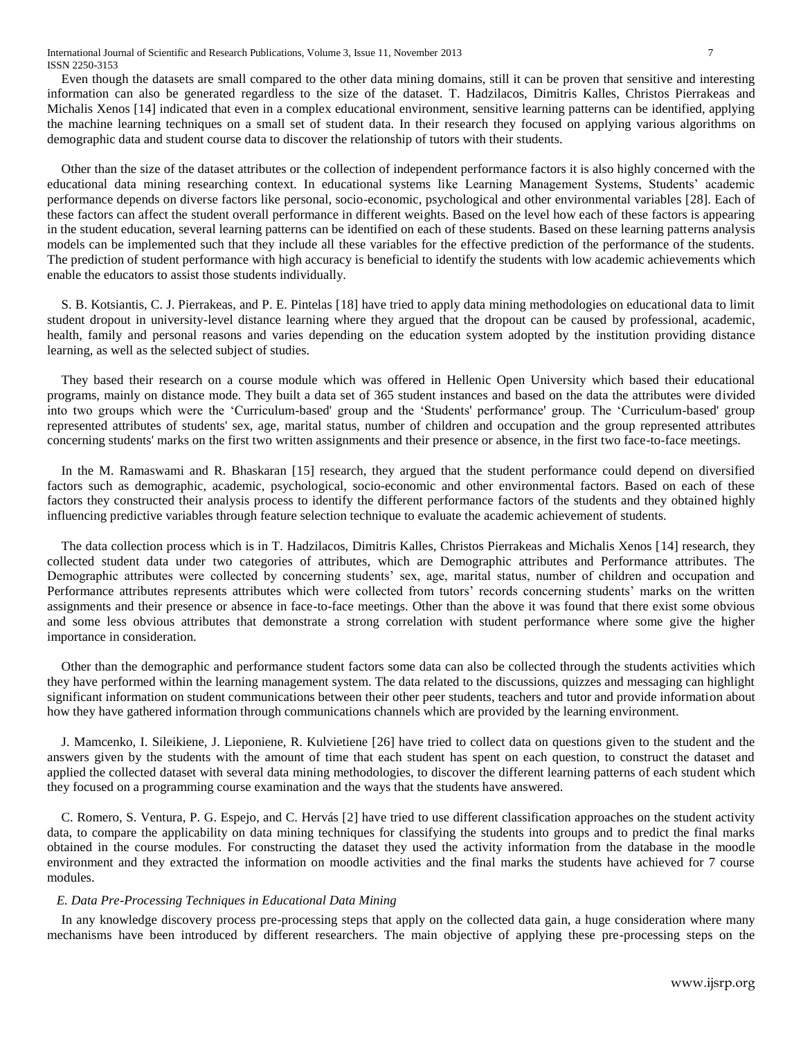Even though the datasets are small compared to the other data mining domains, still it can be proven that sensitive and interesting information can also be generated regardless to the size of the dataset. T. Hadzilacos, Dimitris Kalles, Christos Pierrakeas and Michalis Xenos [14] indicated that even in a complex educational environment, sensitive learning patterns can be identified, applying the machine learning techniques on a small set of student data. In their research they focused on applying various algorithms on demographic data and student course data to discover the relationship of tutors with their students.

Other than the size of the dataset attributes or the collection of independent performance factors it is also highly concerned with the educational data mining researching context. In educational systems like Learning Management Systems, Students' academic performance depends on diverse factors like personal, socio-economic, psychological and other environmental variables [28]. Each of these factors can affect the student overall performance in different weights. Based on the level how each of these factors is appearing in the student education, several learning patterns can be identified on each of these students. Based on these learning patterns analysis models can be implemented such that they include all these variables for the effective prediction of the performance of the students. The prediction of student performance with high accuracy is beneficial to identify the students with low academic achievements which enable the educators to assist those students individually.

S. B. Kotsiantis, C. J. Pierrakeas, and P. E. Pintelas [18] have tried to apply data mining methodologies on educational data to limit student dropout in university-level distance learning where they argued that the dropout can be caused by professional, academic, health, family and personal reasons and varies depending on the education system adopted by the institution providing distance learning, as well as the selected subject of studies.

They based their research on a course module which was offered in Hellenic Open University which based their educational programs, mainly on distance mode. They built a data set of 365 student instances and based on the data the attributes were divided into two groups which were the 'Curriculum-based' group and the 'Students' performance' group. The 'Curriculum-based' group represented attributes of students' sex, age, marital status, number of children and occupation and the group represented attributes concerning students' marks on the first two written assignments and their presence or absence, in the first two face-to-face meetings.

In the M. Ramaswami and R. Bhaskaran [15] research, they argued that the student performance could depend on diversified factors such as demographic, academic, psychological, socio-economic and other environmental factors. Based on each of these factors they constructed their analysis process to identify the different performance factors of the students and they obtained highly influencing predictive variables through feature selection technique to evaluate the academic achievement of students.

The data collection process which is in T. Hadzilacos, Dimitris Kalles, Christos Pierrakeas and Michalis Xenos [14] research, they collected student data under two categories of attributes, which are Demographic attributes and Performance attributes. The Demographic attributes were collected by concerning students' sex, age, marital status, number of children and occupation and Performance attributes represents attributes which were collected from tutors' records concerning students' marks on the written assignments and their presence or absence in face-to-face meetings. Other than the above it was found that there exist some obvious and some less obvious attributes that demonstrate a strong correlation with student performance where some give the higher importance in consideration.

Other than the demographic and performance student factors some data can also be collected through the students activities which they have performed within the learning management system. The data related to the discussions, quizzes and messaging can highlight significant information on student communications between their other peer students, teachers and tutor and provide information about how they have gathered information through communications channels which are provided by the learning environment.

J. Mamcenko, I. Sileikiene, J. Lieponiene, R. Kulvietiene [26] have tried to collect data on questions given to the student and the answers given by the students with the amount of time that each student has spent on each question, to construct the dataset and applied the collected dataset with several data mining methodologies, to discover the different learning patterns of each student which they focused on a programming course examination and the ways that the students have answered.

C. Romero, S. Ventura, P. G. Espejo, and C. Hervás [2] have tried to use different classification approaches on the student activity data, to compare the applicability on data mining techniques for classifying the students into groups and to predict the final marks obtained in the course modules. For constructing the dataset they used the activity information from the database in the moodle environment and they extracted the information on moodle activities and the final marks the students have achieved for 7 course modules.

### *E. Data Pre-Processing Techniques in Educational Data Mining*

In any knowledge discovery process pre-processing steps that apply on the collected data gain, a huge consideration where many mechanisms have been introduced by different researchers. The main objective of applying these pre-processing steps on the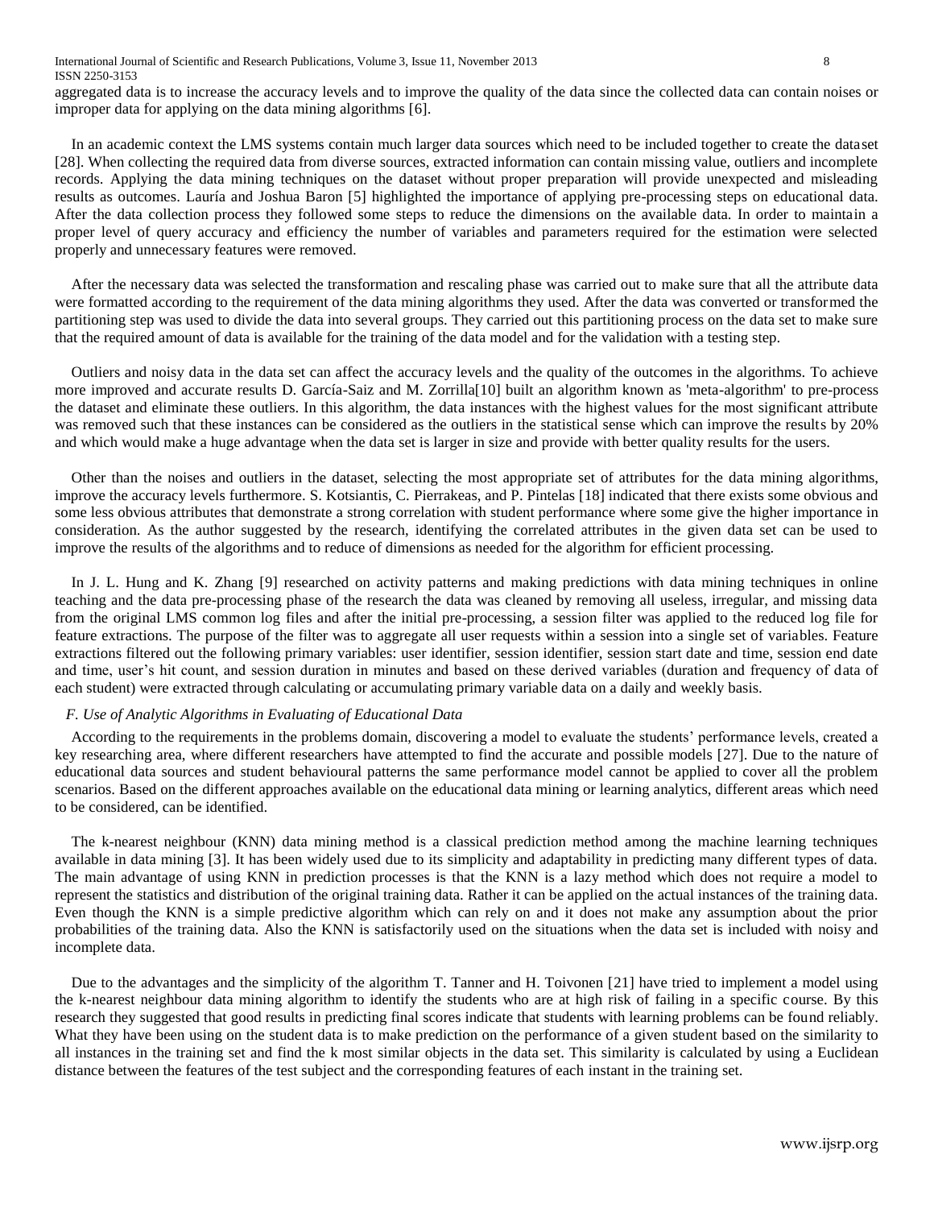aggregated data is to increase the accuracy levels and to improve the quality of the data since the collected data can contain noises or improper data for applying on the data mining algorithms [6].

In an academic context the LMS systems contain much larger data sources which need to be included together to create the dataset [28]. When collecting the required data from diverse sources, extracted information can contain missing value, outliers and incomplete records. Applying the data mining techniques on the dataset without proper preparation will provide unexpected and misleading results as outcomes. Lauría and Joshua Baron [5] highlighted the importance of applying pre-processing steps on educational data. After the data collection process they followed some steps to reduce the dimensions on the available data. In order to maintain a proper level of query accuracy and efficiency the number of variables and parameters required for the estimation were selected properly and unnecessary features were removed.

After the necessary data was selected the transformation and rescaling phase was carried out to make sure that all the attribute data were formatted according to the requirement of the data mining algorithms they used. After the data was converted or transformed the partitioning step was used to divide the data into several groups. They carried out this partitioning process on the data set to make sure that the required amount of data is available for the training of the data model and for the validation with a testing step.

Outliers and noisy data in the data set can affect the accuracy levels and the quality of the outcomes in the algorithms. To achieve more improved and accurate results D. García-Saiz and M. Zorrilla[10] built an algorithm known as 'meta-algorithm' to pre-process the dataset and eliminate these outliers. In this algorithm, the data instances with the highest values for the most significant attribute was removed such that these instances can be considered as the outliers in the statistical sense which can improve the results by 20% and which would make a huge advantage when the data set is larger in size and provide with better quality results for the users.

Other than the noises and outliers in the dataset, selecting the most appropriate set of attributes for the data mining algorithms, improve the accuracy levels furthermore. S. Kotsiantis, C. Pierrakeas, and P. Pintelas [18] indicated that there exists some obvious and some less obvious attributes that demonstrate a strong correlation with student performance where some give the higher importance in consideration. As the author suggested by the research, identifying the correlated attributes in the given data set can be used to improve the results of the algorithms and to reduce of dimensions as needed for the algorithm for efficient processing.

In J. L. Hung and K. Zhang [9] researched on activity patterns and making predictions with data mining techniques in online teaching and the data pre-processing phase of the research the data was cleaned by removing all useless, irregular, and missing data from the original LMS common log files and after the initial pre-processing, a session filter was applied to the reduced log file for feature extractions. The purpose of the filter was to aggregate all user requests within a session into a single set of variables. Feature extractions filtered out the following primary variables: user identifier, session identifier, session start date and time, session end date and time, user's hit count, and session duration in minutes and based on these derived variables (duration and frequency of data of each student) were extracted through calculating or accumulating primary variable data on a daily and weekly basis.

### *F. Use of Analytic Algorithms in Evaluating of Educational Data*

According to the requirements in the problems domain, discovering a model to evaluate the students' performance levels, created a key researching area, where different researchers have attempted to find the accurate and possible models [27]. Due to the nature of educational data sources and student behavioural patterns the same performance model cannot be applied to cover all the problem scenarios. Based on the different approaches available on the educational data mining or learning analytics, different areas which need to be considered, can be identified.

The k-nearest neighbour (KNN) data mining method is a classical prediction method among the machine learning techniques available in data mining [3]. It has been widely used due to its simplicity and adaptability in predicting many different types of data. The main advantage of using KNN in prediction processes is that the KNN is a lazy method which does not require a model to represent the statistics and distribution of the original training data. Rather it can be applied on the actual instances of the training data. Even though the KNN is a simple predictive algorithm which can rely on and it does not make any assumption about the prior probabilities of the training data. Also the KNN is satisfactorily used on the situations when the data set is included with noisy and incomplete data.

Due to the advantages and the simplicity of the algorithm T. Tanner and H. Toivonen [21] have tried to implement a model using the k-nearest neighbour data mining algorithm to identify the students who are at high risk of failing in a specific course. By this research they suggested that good results in predicting final scores indicate that students with learning problems can be found reliably. What they have been using on the student data is to make prediction on the performance of a given student based on the similarity to all instances in the training set and find the k most similar objects in the data set. This similarity is calculated by using a Euclidean distance between the features of the test subject and the corresponding features of each instant in the training set.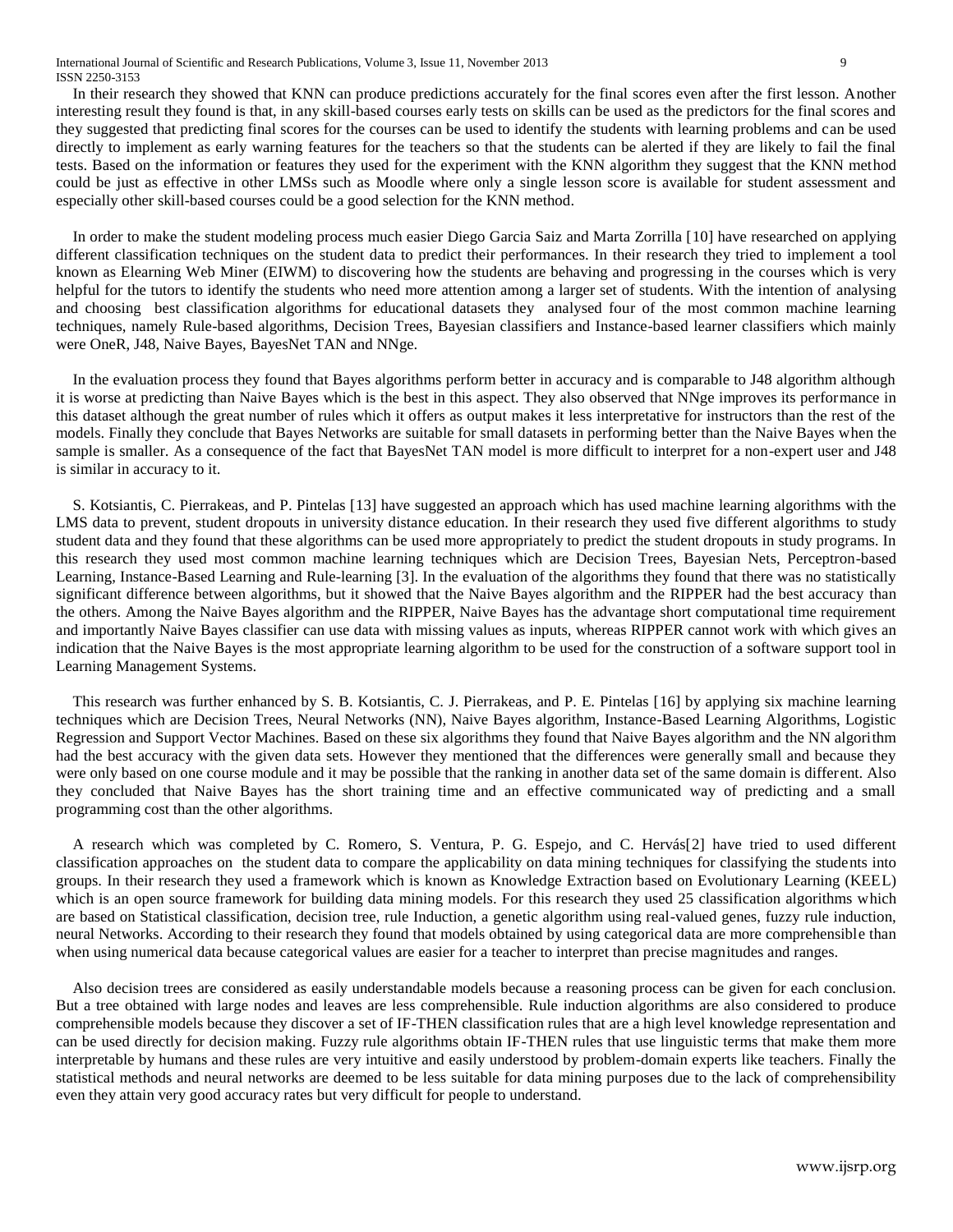In their research they showed that KNN can produce predictions accurately for the final scores even after the first lesson. Another interesting result they found is that, in any skill-based courses early tests on skills can be used as the predictors for the final scores and they suggested that predicting final scores for the courses can be used to identify the students with learning problems and can be used directly to implement as early warning features for the teachers so that the students can be alerted if they are likely to fail the final tests. Based on the information or features they used for the experiment with the KNN algorithm they suggest that the KNN method could be just as effective in other LMSs such as Moodle where only a single lesson score is available for student assessment and especially other skill-based courses could be a good selection for the KNN method.

In order to make the student modeling process much easier Diego Garcia Saiz and Marta Zorrilla [10] have researched on applying different classification techniques on the student data to predict their performances. In their research they tried to implement a tool known as Elearning Web Miner (EIWM) to discovering how the students are behaving and progressing in the courses which is very helpful for the tutors to identify the students who need more attention among a larger set of students. With the intention of analysing and choosing best classification algorithms for educational datasets they analysed four of the most common machine learning techniques, namely Rule-based algorithms, Decision Trees, Bayesian classifiers and Instance-based learner classifiers which mainly were OneR, J48, Naive Bayes, BayesNet TAN and NNge.

In the evaluation process they found that Bayes algorithms perform better in accuracy and is comparable to J48 algorithm although it is worse at predicting than Naive Bayes which is the best in this aspect. They also observed that NNge improves its performance in this dataset although the great number of rules which it offers as output makes it less interpretative for instructors than the rest of the models. Finally they conclude that Bayes Networks are suitable for small datasets in performing better than the Naive Bayes when the sample is smaller. As a consequence of the fact that BayesNet TAN model is more difficult to interpret for a non-expert user and J48 is similar in accuracy to it.

S. Kotsiantis, C. Pierrakeas, and P. Pintelas [13] have suggested an approach which has used machine learning algorithms with the LMS data to prevent, student dropouts in university distance education. In their research they used five different algorithms to study student data and they found that these algorithms can be used more appropriately to predict the student dropouts in study programs. In this research they used most common machine learning techniques which are Decision Trees, Bayesian Nets, Perceptron-based Learning, Instance-Based Learning and Rule-learning [3]. In the evaluation of the algorithms they found that there was no statistically significant difference between algorithms, but it showed that the Naive Bayes algorithm and the RIPPER had the best accuracy than the others. Among the Naive Bayes algorithm and the RIPPER, Naive Bayes has the advantage short computational time requirement and importantly Naive Bayes classifier can use data with missing values as inputs, whereas RIPPER cannot work with which gives an indication that the Naive Bayes is the most appropriate learning algorithm to be used for the construction of a software support tool in Learning Management Systems.

This research was further enhanced by S. B. Kotsiantis, C. J. Pierrakeas, and P. E. Pintelas [16] by applying six machine learning techniques which are Decision Trees, Neural Networks (NN), Naive Bayes algorithm, Instance-Based Learning Algorithms, Logistic Regression and Support Vector Machines. Based on these six algorithms they found that Naive Bayes algorithm and the NN algorithm had the best accuracy with the given data sets. However they mentioned that the differences were generally small and because they were only based on one course module and it may be possible that the ranking in another data set of the same domain is different. Also they concluded that Naive Bayes has the short training time and an effective communicated way of predicting and a small programming cost than the other algorithms.

A research which was completed by C. Romero, S. Ventura, P. G. Espejo, and C. Hervás[2] have tried to used different classification approaches on the student data to compare the applicability on data mining techniques for classifying the students into groups. In their research they used a framework which is known as Knowledge Extraction based on Evolutionary Learning (KEEL) which is an open source framework for building data mining models. For this research they used 25 classification algorithms which are based on Statistical classification, decision tree, rule Induction, a genetic algorithm using real-valued genes, fuzzy rule induction, neural Networks. According to their research they found that models obtained by using categorical data are more comprehensible than when using numerical data because categorical values are easier for a teacher to interpret than precise magnitudes and ranges.

Also decision trees are considered as easily understandable models because a reasoning process can be given for each conclusion. But a tree obtained with large nodes and leaves are less comprehensible. Rule induction algorithms are also considered to produce comprehensible models because they discover a set of IF-THEN classification rules that are a high level knowledge representation and can be used directly for decision making. Fuzzy rule algorithms obtain IF-THEN rules that use linguistic terms that make them more interpretable by humans and these rules are very intuitive and easily understood by problem-domain experts like teachers. Finally the statistical methods and neural networks are deemed to be less suitable for data mining purposes due to the lack of comprehensibility even they attain very good accuracy rates but very difficult for people to understand.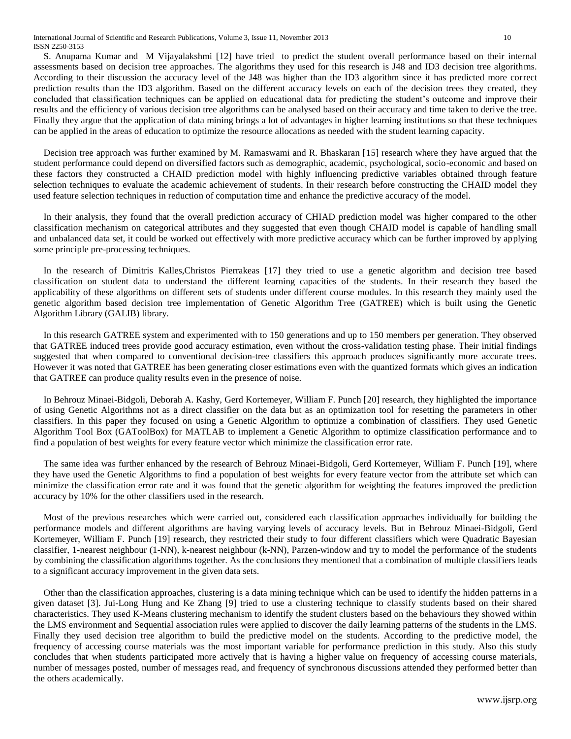S. Anupama Kumar and M Vijayalakshmi [12] have tried to predict the student overall performance based on their internal assessments based on decision tree approaches. The algorithms they used for this research is J48 and ID3 decision tree algorithms. According to their discussion the accuracy level of the J48 was higher than the ID3 algorithm since it has predicted more correct prediction results than the ID3 algorithm. Based on the different accuracy levels on each of the decision trees they created, they concluded that classification techniques can be applied on educational data for predicting the student's outcome and improve their results and the efficiency of various decision tree algorithms can be analysed based on their accuracy and time taken to derive the tree. Finally they argue that the application of data mining brings a lot of advantages in higher learning institutions so that these techniques can be applied in the areas of education to optimize the resource allocations as needed with the student learning capacity.

Decision tree approach was further examined by M. Ramaswami and R. Bhaskaran [15] research where they have argued that the student performance could depend on diversified factors such as demographic, academic, psychological, socio-economic and based on these factors they constructed a CHAID prediction model with highly influencing predictive variables obtained through feature selection techniques to evaluate the academic achievement of students. In their research before constructing the CHAID model they used feature selection techniques in reduction of computation time and enhance the predictive accuracy of the model.

In their analysis, they found that the overall prediction accuracy of CHIAD prediction model was higher compared to the other classification mechanism on categorical attributes and they suggested that even though CHAID model is capable of handling small and unbalanced data set, it could be worked out effectively with more predictive accuracy which can be further improved by applying some principle pre-processing techniques.

In the research of Dimitris Kalles,Christos Pierrakeas [17] they tried to use a genetic algorithm and decision tree based classification on student data to understand the different learning capacities of the students. In their research they based the applicability of these algorithms on different sets of students under different course modules. In this research they mainly used the genetic algorithm based decision tree implementation of Genetic Algorithm Tree (GATREE) which is built using the Genetic Algorithm Library (GALIB) library.

In this research GATREE system and experimented with to 150 generations and up to 150 members per generation. They observed that GATREE induced trees provide good accuracy estimation, even without the cross-validation testing phase. Their initial findings suggested that when compared to conventional decision-tree classifiers this approach produces significantly more accurate trees. However it was noted that GATREE has been generating closer estimations even with the quantized formats which gives an indication that GATREE can produce quality results even in the presence of noise.

In Behrouz Minaei-Bidgoli, Deborah A. Kashy, Gerd Kortemeyer, William F. Punch [20] research, they highlighted the importance of using Genetic Algorithms not as a direct classifier on the data but as an optimization tool for resetting the parameters in other classifiers. In this paper they focused on using a Genetic Algorithm to optimize a combination of classifiers. They used Genetic Algorithm Tool Box (GAToolBox) for MATLAB to implement a Genetic Algorithm to optimize classification performance and to find a population of best weights for every feature vector which minimize the classification error rate.

The same idea was further enhanced by the research of Behrouz Minaei-Bidgoli, Gerd Kortemeyer, William F. Punch [19], where they have used the Genetic Algorithms to find a population of best weights for every feature vector from the attribute set which can minimize the classification error rate and it was found that the genetic algorithm for weighting the features improved the prediction accuracy by 10% for the other classifiers used in the research.

Most of the previous researches which were carried out, considered each classification approaches individually for building the performance models and different algorithms are having varying levels of accuracy levels. But in Behrouz Minaei-Bidgoli, Gerd Kortemeyer, William F. Punch [19] research, they restricted their study to four different classifiers which were Quadratic Bayesian classifier, 1-nearest neighbour (1-NN), k-nearest neighbour (k-NN), Parzen-window and try to model the performance of the students by combining the classification algorithms together. As the conclusions they mentioned that a combination of multiple classifiers leads to a significant accuracy improvement in the given data sets.

Other than the classification approaches, clustering is a data mining technique which can be used to identify the hidden patterns in a given dataset [3]. Jui-Long Hung and Ke Zhang [9] tried to use a clustering technique to classify students based on their shared characteristics. They used K-Means clustering mechanism to identify the student clusters based on the behaviours they showed within the LMS environment and Sequential association rules were applied to discover the daily learning patterns of the students in the LMS. Finally they used decision tree algorithm to build the predictive model on the students. According to the predictive model, the frequency of accessing course materials was the most important variable for performance prediction in this study. Also this study concludes that when students participated more actively that is having a higher value on frequency of accessing course materials, number of messages posted, number of messages read, and frequency of synchronous discussions attended they performed better than the others academically.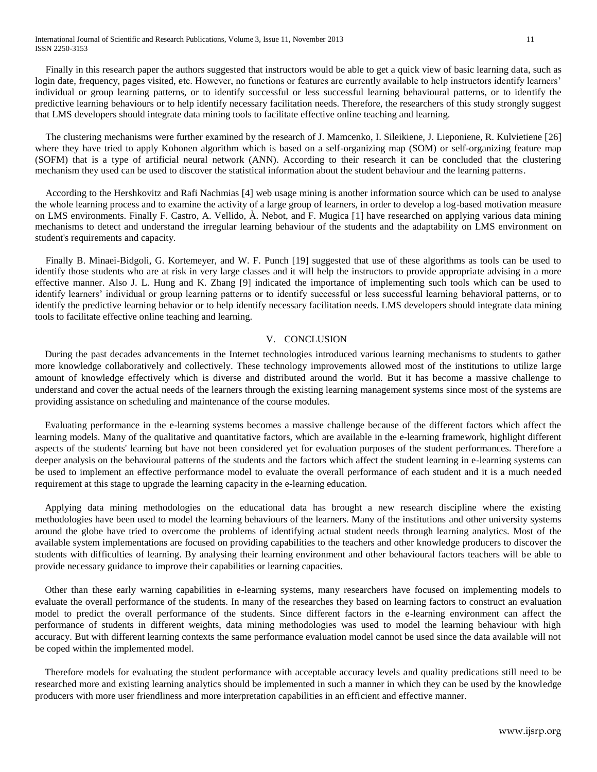Finally in this research paper the authors suggested that instructors would be able to get a quick view of basic learning data, such as login date, frequency, pages visited, etc. However, no functions or features are currently available to help instructors identify learners' individual or group learning patterns, or to identify successful or less successful learning behavioural patterns, or to identify the predictive learning behaviours or to help identify necessary facilitation needs. Therefore, the researchers of this study strongly suggest that LMS developers should integrate data mining tools to facilitate effective online teaching and learning.

The clustering mechanisms were further examined by the research of J. Mamcenko, I. Sileikiene, J. Lieponiene, R. Kulvietiene [26] where they have tried to apply Kohonen algorithm which is based on a self-organizing map (SOM) or self-organizing feature map (SOFM) that is a type of artificial neural network (ANN). According to their research it can be concluded that the clustering mechanism they used can be used to discover the statistical information about the student behaviour and the learning patterns.

According to the Hershkovitz and Rafi Nachmias [4] web usage mining is another information source which can be used to analyse the whole learning process and to examine the activity of a large group of learners, in order to develop a log-based motivation measure on LMS environments. Finally F. Castro, A. Vellido, À. Nebot, and F. Mugica [1] have researched on applying various data mining mechanisms to detect and understand the irregular learning behaviour of the students and the adaptability on LMS environment on student's requirements and capacity.

Finally B. Minaei-Bidgoli, G. Kortemeyer, and W. F. Punch [19] suggested that use of these algorithms as tools can be used to identify those students who are at risk in very large classes and it will help the instructors to provide appropriate advising in a more effective manner. Also J. L. Hung and K. Zhang [9] indicated the importance of implementing such tools which can be used to identify learners' individual or group learning patterns or to identify successful or less successful learning behavioral patterns, or to identify the predictive learning behavior or to help identify necessary facilitation needs. LMS developers should integrate data mining tools to facilitate effective online teaching and learning.

## V. CONCLUSION

During the past decades advancements in the Internet technologies introduced various learning mechanisms to students to gather more knowledge collaboratively and collectively. These technology improvements allowed most of the institutions to utilize large amount of knowledge effectively which is diverse and distributed around the world. But it has become a massive challenge to understand and cover the actual needs of the learners through the existing learning management systems since most of the systems are providing assistance on scheduling and maintenance of the course modules.

Evaluating performance in the e-learning systems becomes a massive challenge because of the different factors which affect the learning models. Many of the qualitative and quantitative factors, which are available in the e-learning framework, highlight different aspects of the students' learning but have not been considered yet for evaluation purposes of the student performances. Therefore a deeper analysis on the behavioural patterns of the students and the factors which affect the student learning in e-learning systems can be used to implement an effective performance model to evaluate the overall performance of each student and it is a much needed requirement at this stage to upgrade the learning capacity in the e-learning education.

Applying data mining methodologies on the educational data has brought a new research discipline where the existing methodologies have been used to model the learning behaviours of the learners. Many of the institutions and other university systems around the globe have tried to overcome the problems of identifying actual student needs through learning analytics. Most of the available system implementations are focused on providing capabilities to the teachers and other knowledge producers to discover the students with difficulties of learning. By analysing their learning environment and other behavioural factors teachers will be able to provide necessary guidance to improve their capabilities or learning capacities.

Other than these early warning capabilities in e-learning systems, many researchers have focused on implementing models to evaluate the overall performance of the students. In many of the researches they based on learning factors to construct an evaluation model to predict the overall performance of the students. Since different factors in the e-learning environment can affect the performance of students in different weights, data mining methodologies was used to model the learning behaviour with high accuracy. But with different learning contexts the same performance evaluation model cannot be used since the data available will not be coped within the implemented model.

Therefore models for evaluating the student performance with acceptable accuracy levels and quality predications still need to be researched more and existing learning analytics should be implemented in such a manner in which they can be used by the knowledge producers with more user friendliness and more interpretation capabilities in an efficient and effective manner.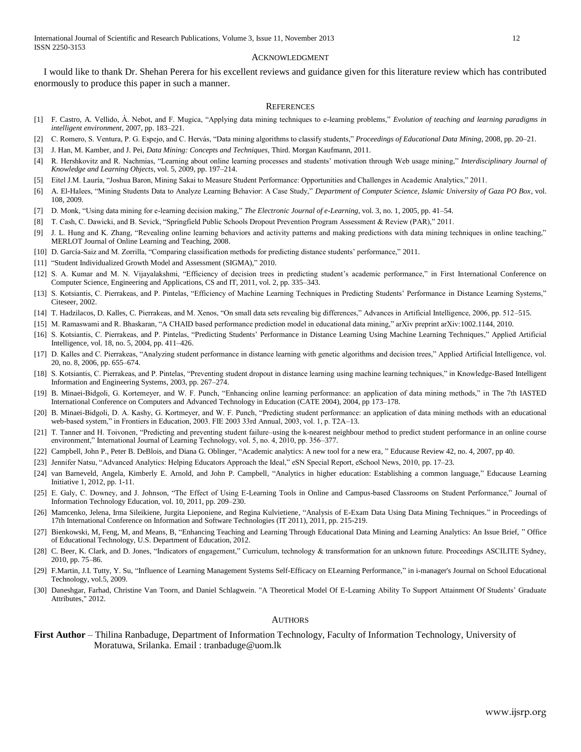## Acknowledgment

I would like to thank Dr. Shehan Perera for his excellent reviews and guidance given for this literature review which has contributed enormously to produce this paper in such a manner.

## References

[1] F. Castro, A. Vellido, À. Nebot, and F. Mugica, "Applying data mining techniques to e-learning problems," *Evolution of teaching and learning paradigms in intelligent environment*, 2007, pp. 183–221.

[2] C. Romero, S. Ventura, P. G. Espejo, and C. Hervás, "Data mining algorithms to classify students," *Proceedings of Educational Data Mining*, 2008, pp. 20–21.

[3] J. Han, M. Kamber, and J. Pei, *Data Mining: Concepts and Techniques*, Third. Morgan Kaufmann, 2011.

[4] R. Hershkovitz and R. Nachmias, "Learning about online learning processes and students' motivation through Web usage mining," *Interdisciplinary Journal of Knowledge and Learning Objects*, vol. 5, 2009, pp. 197–214.

[5] Eitel J.M. Lauría, "Joshua Baron, Mining Sakai to Measure Student Performance: Opportunities and Challenges in Academic Analytics," 2011.

[6] A. El-Halees, "Mining Students Data to Analyze Learning Behavior: A Case Study," *Department of Computer Science, Islamic University of Gaza PO Box*, vol. 108, 2009.

[7] D. Monk, "Using data mining for e-learning decision making," *The Electronic Journal of e-Learning*, vol. 3, no. 1, 2005, pp. 41–54.

[8] T. Cash, C. Dawicki, and B. Sevick, "Springfield Public Schools Dropout Prevention Program Assessment & Review (PAR)," 2011.

[9] J. L. Hung and K. Zhang, "Revealing online learning behaviors and activity patterns and making predictions with data mining techniques in online teaching," MERLOT Journal of Online Learning and Teaching, 2008.

[10] D. García-Saiz and M. Zorrilla, "Comparing classification methods for predicting distance students' performance," 2011.

[11] "Student Individualized Growth Model and Assessment (SIGMA)," 2010.

[12] S. A. Kumar and M. N. Vijayalakshmi, "Efficiency of decision trees in predicting student's academic performance," in First International Conference on Computer Science, Engineering and Applications, CS and IT, 2011, vol. 2, pp. 335–343.

[13] S. Kotsiantis, C. Pierrakeas, and P. Pintelas, "Efficiency of Machine Learning Techniques in Predicting Students' Performance in Distance Learning Systems," Citeseer, 2002.

[14] T. Hadzilacos, D. Kalles, C. Pierrakeas, and M. Xenos, "On small data sets revealing big differences," Advances in Artificial Intelligence, 2006, pp. 512–515.

[15] M. Ramaswami and R. Bhaskaran, "A CHAID based performance prediction model in educational data mining," arXiv preprint arXiv:1002.1144, 2010.

[16] S. Kotsiantis, C. Pierrakeas, and P. Pintelas, "Predicting Students' Performance in Distance Learning Using Machine Learning Techniques," Applied Artificial Intelligence, vol. 18, no. 5, 2004, pp. 411–426.

[17] D. Kalles and C. Pierrakeas, "Analyzing student performance in distance learning with genetic algorithms and decision trees," Applied Artificial Intelligence, vol. 20, no. 8, 2006, pp. 655–674.

[18] S. Kotsiantis, C. Pierrakeas, and P. Pintelas, "Preventing student dropout in distance learning using machine learning techniques," in Knowledge-Based Intelligent Information and Engineering Systems, 2003, pp. 267–274.

[19] B. Minaei-Bidgoli, G. Kortemeyer, and W. F. Punch, "Enhancing online learning performance: an application of data mining methods," in The 7th IASTED International Conference on Computers and Advanced Technology in Education (CATE 2004), 2004, pp 173–178.

[20] B. Minaei-Bidgoli, D. A. Kashy, G. Kortmeyer, and W. F. Punch, "Predicting student performance: an application of data mining methods with an educational web-based system," in Frontiers in Education, 2003. FIE 2003 33rd Annual, 2003, vol. 1, p. T2A–13.

[21] T. Tanner and H. Toivonen, "Predicting and preventing student failure–using the k-nearest neighbour method to predict student performance in an online course environment," International Journal of Learning Technology, vol. 5, no. 4, 2010, pp. 356–377.

[22] Campbell, John P., Peter B. DeBlois, and Diana G. Oblinger, "Academic analytics: A new tool for a new era, " Educause Review 42, no. 4, 2007, pp 40.

[23] Jennifer Natsu, "Advanced Analytics: Helping Educators Approach the Ideal," eSN Special Report, eSchool News, 2010, pp. 17–23.

[24] van Barneveld, Angela, Kimberly E. Arnold, and John P. Campbell, "Analytics in higher education: Establishing a common language," Educause Learning Initiative 1, 2012, pp. 1-11.

[25] E. Galy, C. Downey, and J. Johnson, "The Effect of Using E-Learning Tools in Online and Campus-based Classrooms on Student Performance," Journal of Information Technology Education, vol. 10, 2011, pp. 209–230.

[26] Mamcenko, Jelena, Irma Sileikiene, Jurgita Lieponiene, and Regina Kulvietiene, "Analysis of E-Exam Data Using Data Mining Techniques." in Proceedings of 17th International Conference on Information and Software Technologies (IT 2011), 2011, pp. 215-219.

[27] Bienkowski, M, Feng, M, and Means, B, "Enhancing Teaching and Learning Through Educational Data Mining and Learning Analytics: An Issue Brief, " Office of Educational Technology, U.S. Department of Education, 2012.

[28] C. Beer, K. Clark, and D. Jones, "Indicators of engagement," Curriculum, technology & transformation for an unknown future. Proceedings ASCILITE Sydney, 2010, pp. 75–86.

[29] F.Martin, J.I. Tutty, Y. Su, "Influence of Learning Management Systems Self-Efficacy on ELearning Performance," in i-manager's Journal on School Educational Technology, vol.5, 2009.

[30] Daneshgar, Farhad, Christine Van Toorn, and Daniel Schlagwein. "A Theoretical Model Of E-Learning Ability To Support Attainment Of Students' Graduate Attributes," 2012.

## Authors

**First Author** – Thilina Ranbaduge, Department of Information Technology, Faculty of Information Technology, University of Moratuwa, Srilanka. Email : tranbaduge@uom.lk